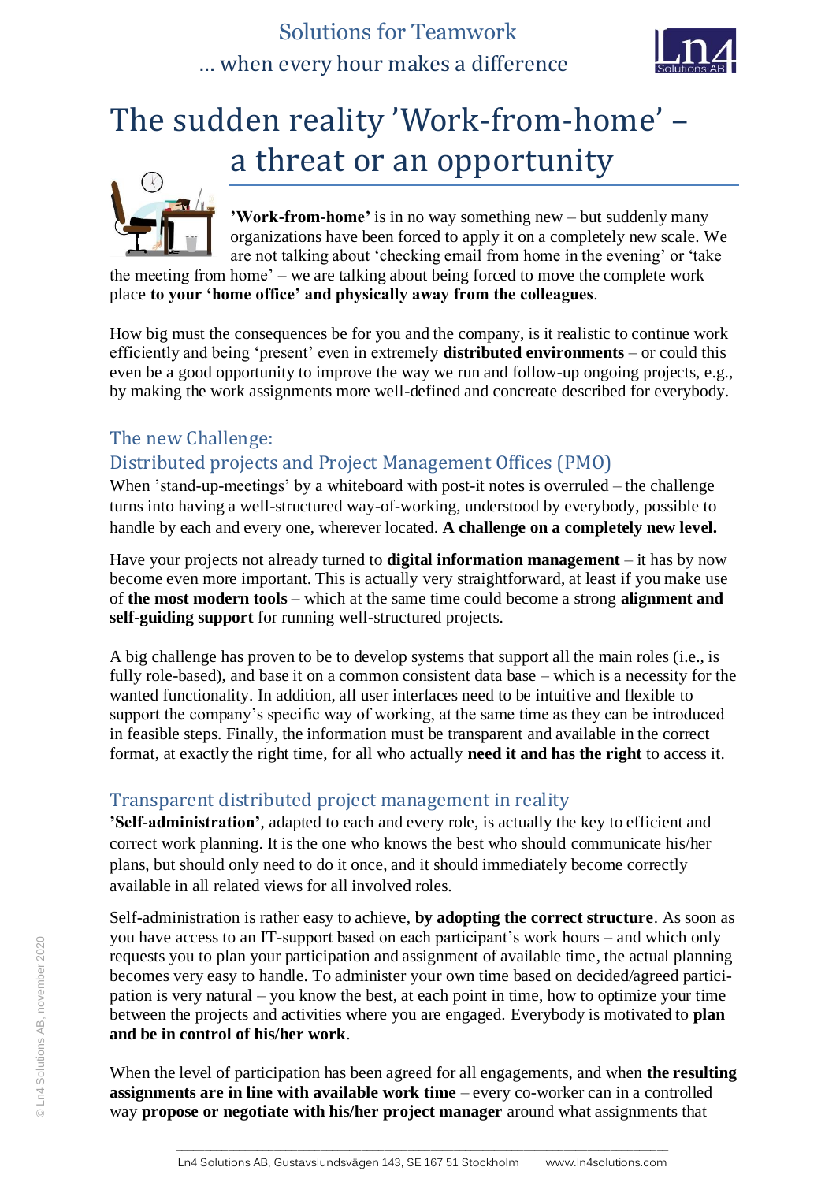Solutions for Teamwork
... when every hour makes a difference

# The sudden reality ’Work-from-home’ – a threat or an opportunity

**’Work-from-home’** is in no way something new – but suddenly many organizations have been forced to apply it on a completely new scale. We are not talking about ‘checking email from home in the evening’ or ‘take the meeting from home’ – we are talking about being forced to move the complete work place **to your ‘home office’ and physically away from the colleagues**.

How big must the consequences be for you and the company, is it realistic to continue work efficiently and being ‘present’ even in extremely **distributed environments** – or could this even be a good opportunity to improve the way we run and follow-up ongoing projects, e.g., by making the work assignments more well-defined and concreate described for everybody.

## The new Challenge:
## Distributed projects and Project Management Offices (PMO)

When ’stand-up-meetings’ by a whiteboard with post-it notes is overruled – the challenge turns into having a well-structured way-of-working, understood by everybody, possible to handle by each and every one, wherever located. **A challenge on a completely new level.**

Have your projects not already turned to **digital information management** – it has by now become even more important. This is actually very straightforward, at least if you make use of **the most modern tools** – which at the same time could become a strong **alignment and self-guiding support** for running well-structured projects.

A big challenge has proven to be to develop systems that support all the main roles (i.e., is fully role-based), and base it on a common consistent data base – which is a necessity for the wanted functionality. In addition, all user interfaces need to be intuitive and flexible to support the company’s specific way of working, at the same time as they can be introduced in feasible steps. Finally, the information must be transparent and available in the correct format, at exactly the right time, for all who actually **need it and has the right** to access it.

## Transparent distributed project management in reality

**’Self-administration’**, adapted to each and every role, is actually the key to efficient and correct work planning. It is the one who knows the best who should communicate his/her plans, but should only need to do it once, and it should immediately become correctly available in all related views for all involved roles.

Self-administration is rather easy to achieve, **by adopting the correct structure**. As soon as you have access to an IT-support based on each participant’s work hours – and which only requests you to plan your participation and assignment of available time, the actual planning becomes very easy to handle. To administer your own time based on decided/agreed participation is very natural – you know the best, at each point in time, how to optimize your time between the projects and activities where you are engaged. Everybody is motivated to **plan and be in control of his/her work**.

When the level of participation has been agreed for all engagements, and when **the resulting assignments are in line with available work time** – every co-worker can in a controlled way **propose or negotiate with his/her project manager** around what assignments that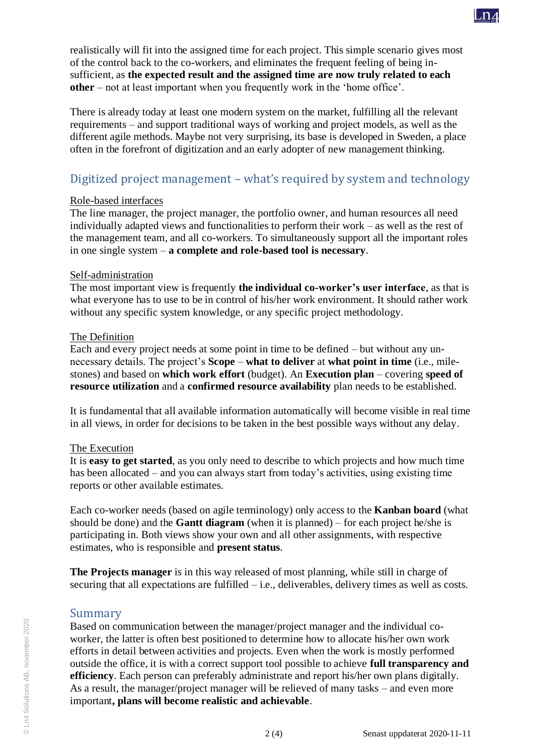realistically will fit into the assigned time for each project. This simple scenario gives most of the control back to the co-workers, and eliminates the frequent feeling of being in-sufficient, as **the expected result and the assigned time are now truly related to each other** – not at least important when you frequently work in the 'home office'.

There is already today at least one modern system on the market, fulfilling all the relevant requirements – and support traditional ways of working and project models, as well as the different agile methods. Maybe not very surprising, its base is developed in Sweden, a place often in the forefront of digitization and an early adopter of new management thinking.

## Digitized project management – what's required by system and technology

Role-based interfaces

The line manager, the project manager, the portfolio owner, and human resources all need individually adapted views and functionalities to perform their work – as well as the rest of the management team, and all co-workers. To simultaneously support all the important roles in one single system – **a complete and role-based tool is necessary**.

Self-administration

The most important view is frequently **the individual co-worker's user interface**, as that is what everyone has to use to be in control of his/her work environment. It should rather work without any specific system knowledge, or any specific project methodology.

The Definition

Each and every project needs at some point in time to be defined – but without any un-necessary details. The project's **Scope** – **what to deliver** at **what point in time** (i.e., mile-stones) and based on **which work effort** (budget). An **Execution plan** – covering **speed of resource utilization** and a **confirmed resource availability** plan needs to be established.

It is fundamental that all available information automatically will become visible in real time in all views, in order for decisions to be taken in the best possible ways without any delay.

The Execution

It is **easy to get started**, as you only need to describe to which projects and how much time has been allocated – and you can always start from today's activities, using existing time reports or other available estimates.

Each co-worker needs (based on agile terminology) only access to the **Kanban board** (what should be done) and the **Gantt diagram** (when it is planned) – for each project he/she is participating in. Both views show your own and all other assignments, with respective estimates, who is responsible and **present status**.

**The Projects manager** is in this way released of most planning, while still in charge of securing that all expectations are fulfilled – i.e., deliverables, delivery times as well as costs.

## Summary

Based on communication between the manager/project manager and the individual co-worker, the latter is often best positioned to determine how to allocate his/her own work efforts in detail between activities and projects. Even when the work is mostly performed outside the office, it is with a correct support tool possible to achieve **full transparency and efficiency**. Each person can preferably administrate and report his/her own plans digitally. As a result, the manager/project manager will be relieved of many tasks – and even more important**, plans will become realistic and achievable**.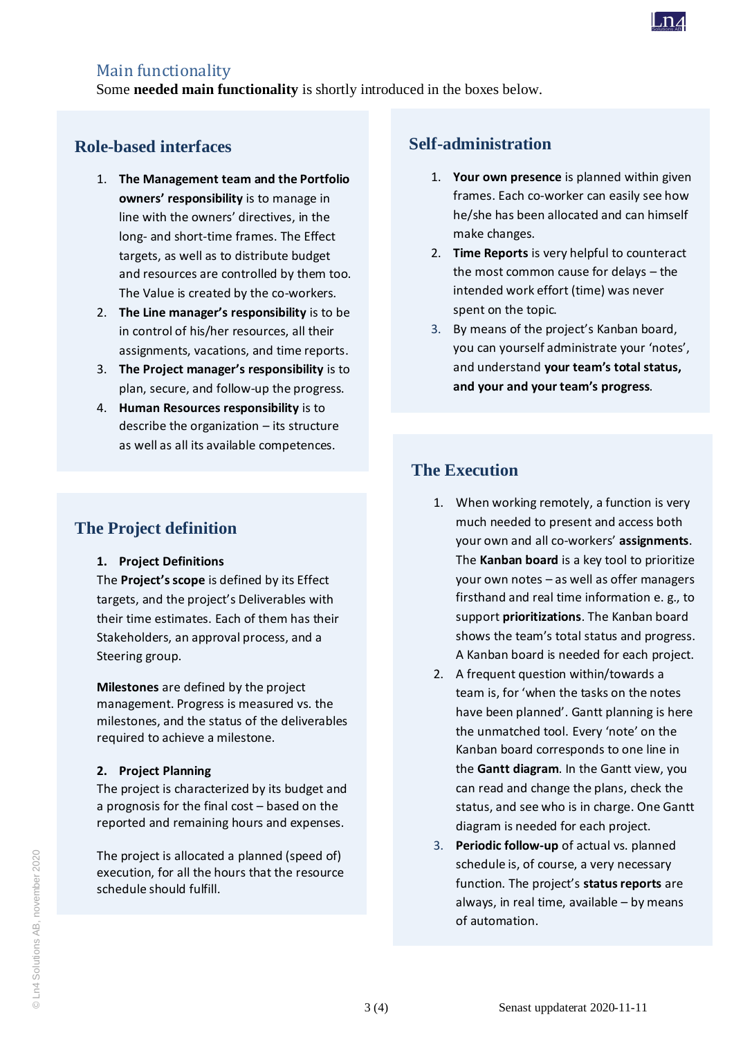## Main functionality

Some **needed main functionality** is shortly introduced in the boxes below.

### Role-based interfaces

1. **The Management team and the Portfolio owners' responsibility** is to manage in line with the owners' directives, in the long- and short-time frames. The Effect targets, as well as to distribute budget and resources are controlled by them too. The Value is created by the co-workers.
2. **The Line manager's responsibility** is to be in control of his/her resources, all their assignments, vacations, and time reports.
3. **The Project manager's responsibility** is to plan, secure, and follow-up the progress.
4. **Human Resources responsibility** is to describe the organization – its structure as well as all its available competences.

### The Project definition

1. **Project Definitions**

The **Project's scope** is defined by its Effect targets, and the project's Deliverables with their time estimates. Each of them has their Stakeholders, an approval process, and a Steering group.

**Milestones** are defined by the project management. Progress is measured vs. the milestones, and the status of the deliverables required to achieve a milestone.

2. **Project Planning**

The project is characterized by its budget and a prognosis for the final cost – based on the reported and remaining hours and expenses.

The project is allocated a planned (speed of) execution, for all the hours that the resource schedule should fulfill.

### Self-administration

1. **Your own presence** is planned within given frames. Each co-worker can easily see how he/she has been allocated and can himself make changes.
2. **Time Reports** is very helpful to counteract the most common cause for delays – the intended work effort (time) was never spent on the topic.
3. By means of the project's Kanban board, you can yourself administrate your 'notes', and understand **your team's total status, and your and your team's progress**.

### The Execution

1. When working remotely, a function is very much needed to present and access both your own and all co-workers' **assignments**. The **Kanban board** is a key tool to prioritize your own notes – as well as offer managers firsthand and real time information e. g., to support **prioritizations**. The Kanban board shows the team's total status and progress. A Kanban board is needed for each project.
2. A frequent question within/towards a team is, for 'when the tasks on the notes have been planned'. Gantt planning is here the unmatched tool. Every 'note' on the Kanban board corresponds to one line in the **Gantt diagram**. In the Gantt view, you can read and change the plans, check the status, and see who is in charge. One Gantt diagram is needed for each project.
3. **Periodic follow-up** of actual vs. planned schedule is, of course, a very necessary function. The project's **status reports** are always, in real time, available – by means of automation.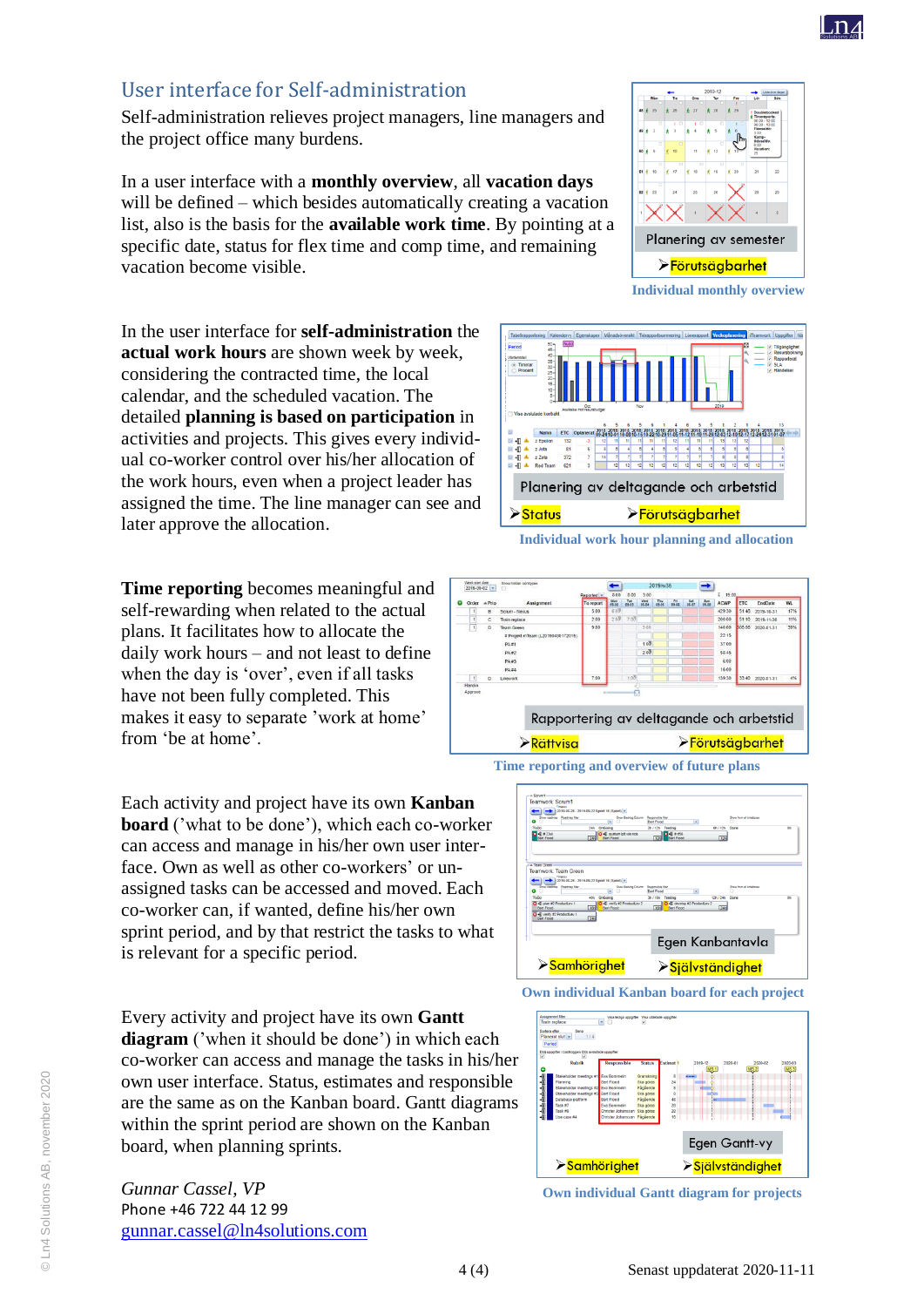## User interface for Self-administration

Self-administration relieves project managers, line managers and the project office many burdens.

In a user interface with a **monthly overview**, all **vacation days** will be defined – which besides automatically creating a vacation list, also is the basis for the **available work time**. By pointing at a specific date, status for flex time and comp time, and remaining vacation become visible.

Planering av semester

➢Förutsägbarhet

Individual monthly overview

In the user interface for **self-administration** the **actual work hours** are shown week by week, considering the contracted time, the local calendar, and the scheduled vacation. The detailed **planning is based on participation** in activities and projects. This gives every individual co-worker control over his/her allocation of the work hours, even when a project leader has assigned the time. The line manager can see and later approve the allocation.

Planering av deltagande och arbetstid

➢Status ➢Förutsägbarhet

Individual work hour planning and allocation

**Time reporting** becomes meaningful and self-rewarding when related to the actual plans. It facilitates how to allocate the daily work hours – and not least to define when the day is 'over', even if all tasks have not been fully completed. This makes it easy to separate 'work at home' from 'be at home'.

Rapportering av deltagande och arbetstid

➢Rättvisa ➢Förutsägbarhet

Time reporting and overview of future plans

Each activity and project have its own **Kanban board** ('what to be done'), which each co-worker can access and manage in his/her own user interface. Own as well as other co-workers' or unassigned tasks can be accessed and moved. Each co-worker can, if wanted, define his/her own sprint period, and by that restrict the tasks to what is relevant for a specific period.

Egen Kanbantavla

➢Samhörighet ➢Självständighet

Own individual Kanban board for each project

Every activity and project have its own **Gantt diagram** ('when it should be done') in which each co-worker can access and manage the tasks in his/her own user interface. Status, estimates and responsible are the same as on the Kanban board. Gantt diagrams within the sprint period are shown on the Kanban board, when planning sprints.

Egen Gantt-vy

➢Samhörighet ➢Självständighet

Own individual Gantt diagram for projects

*Gunnar Cassel, VP*
Phone +46 722 44 12 99
[gunnar.cassel@ln4solutions.com](mailto:gunnar.cassel@ln4solutions.com)

© Ln4 Solutions AB, november 2020

Senast uppdaterat 2020-11-11